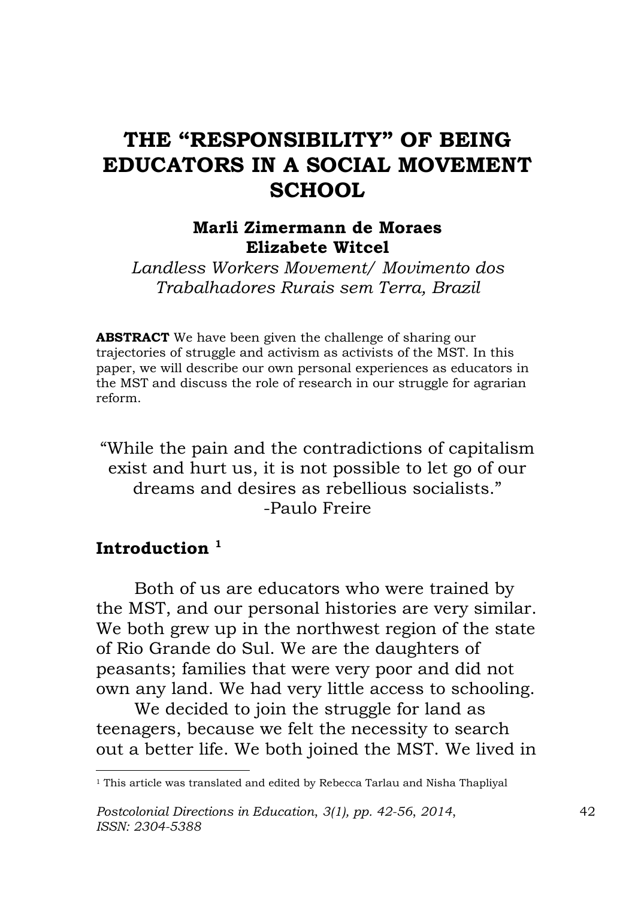# THE "RESPONSIBILITY" OF BEING EDUCATORS IN A SOCIAL MOVEMENT SCHOOL

**Marli Zimermann de Moraes**
**Elizabete Witcel**

*Landless Workers Movement/ Movimento dos Trabalhadores Rurais sem Terra, Brazil*

**ABSTRACT** We have been given the challenge of sharing our trajectories of struggle and activism as activists of the MST. In this paper, we will describe our own personal experiences as educators in the MST and discuss the role of research in our struggle for agrarian reform.

> "While the pain and the contradictions of capitalism exist and hurt us, it is not possible to let go of our dreams and desires as rebellious socialists."
> -Paulo Freire

## Introduction [1]

Both of us are educators who were trained by the MST, and our personal histories are very similar. We both grew up in the northwest region of the state of Rio Grande do Sul. We are the daughters of peasants; families that were very poor and did not own any land. We had very little access to schooling.

We decided to join the struggle for land as teenagers, because we felt the necessity to search out a better life. We both joined the MST. We lived in

[1] This article was translated and edited by Rebecca Tarlau and Nisha Thapliyal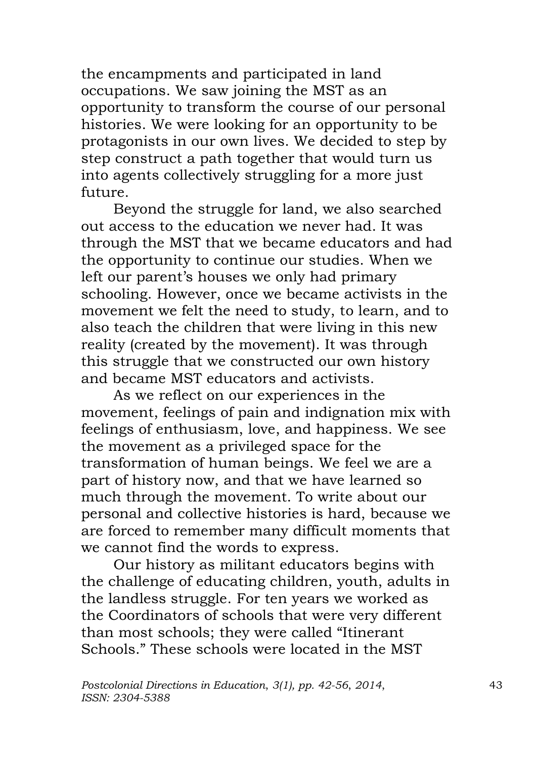the encampments and participated in land occupations. We saw joining the MST as an opportunity to transform the course of our personal histories. We were looking for an opportunity to be protagonists in our own lives. We decided to step by step construct a path together that would turn us into agents collectively struggling for a more just future.

Beyond the struggle for land, we also searched out access to the education we never had. It was through the MST that we became educators and had the opportunity to continue our studies. When we left our parent's houses we only had primary schooling. However, once we became activists in the movement we felt the need to study, to learn, and to also teach the children that were living in this new reality (created by the movement). It was through this struggle that we constructed our own history and became MST educators and activists.

As we reflect on our experiences in the movement, feelings of pain and indignation mix with feelings of enthusiasm, love, and happiness. We see the movement as a privileged space for the transformation of human beings. We feel we are a part of history now, and that we have learned so much through the movement. To write about our personal and collective histories is hard, because we are forced to remember many difficult moments that we cannot find the words to express.

Our history as militant educators begins with the challenge of educating children, youth, adults in the landless struggle. For ten years we worked as the Coordinators of schools that were very different than most schools; they were called "Itinerant Schools." These schools were located in the MST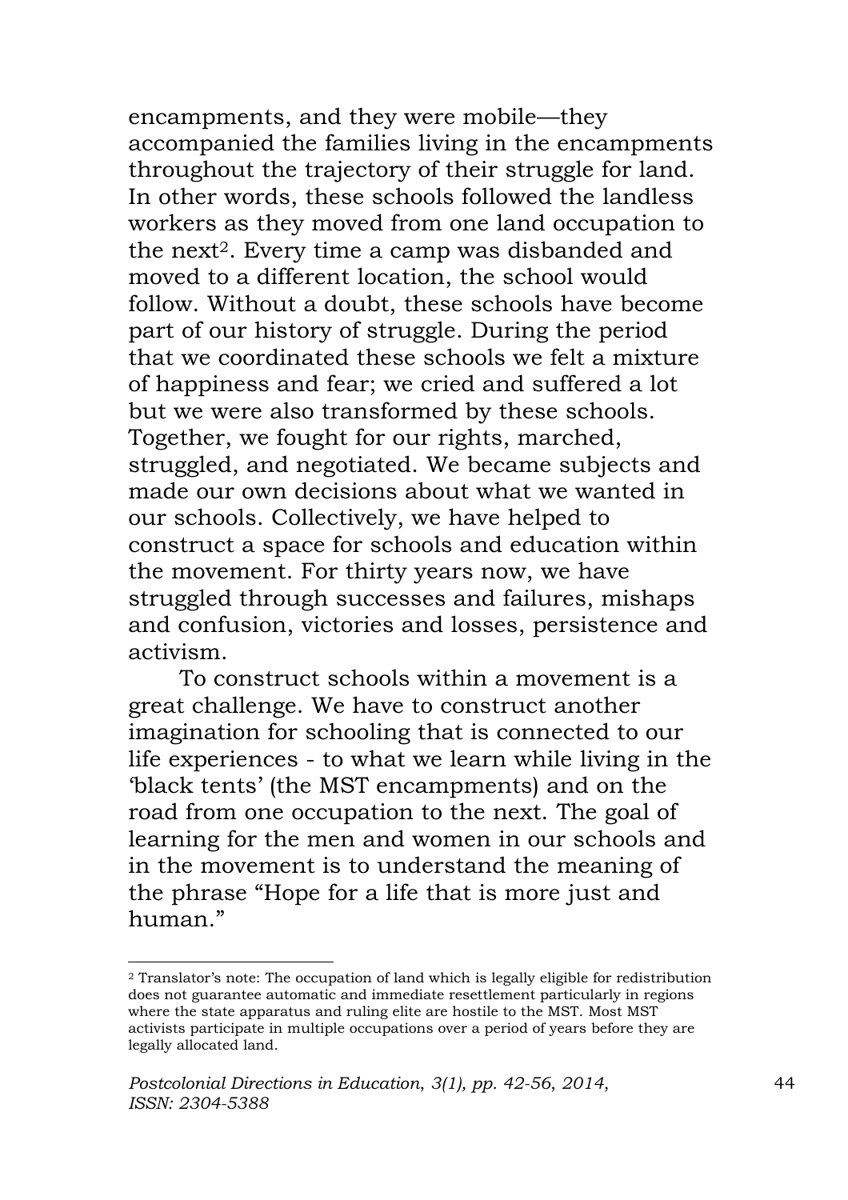encampments, and they were mobile—they accompanied the families living in the encampments throughout the trajectory of their struggle for land. In other words, these schools followed the landless workers as they moved from one land occupation to the next[2]. Every time a camp was disbanded and moved to a different location, the school would follow. Without a doubt, these schools have become part of our history of struggle. During the period that we coordinated these schools we felt a mixture of happiness and fear; we cried and suffered a lot but we were also transformed by these schools. Together, we fought for our rights, marched, struggled, and negotiated. We became subjects and made our own decisions about what we wanted in our schools. Collectively, we have helped to construct a space for schools and education within the movement. For thirty years now, we have struggled through successes and failures, mishaps and confusion, victories and losses, persistence and activism.

To construct schools within a movement is a great challenge. We have to construct another imagination for schooling that is connected to our life experiences - to what we learn while living in the 'black tents' (the MST encampments) and on the road from one occupation to the next. The goal of learning for the men and women in our schools and in the movement is to understand the meaning of the phrase "Hope for a life that is more just and human."

---

[2] Translator's note: The occupation of land which is legally eligible for redistribution does not guarantee automatic and immediate resettlement particularly in regions where the state apparatus and ruling elite are hostile to the MST. Most MST activists participate in multiple occupations over a period of years before they are legally allocated land.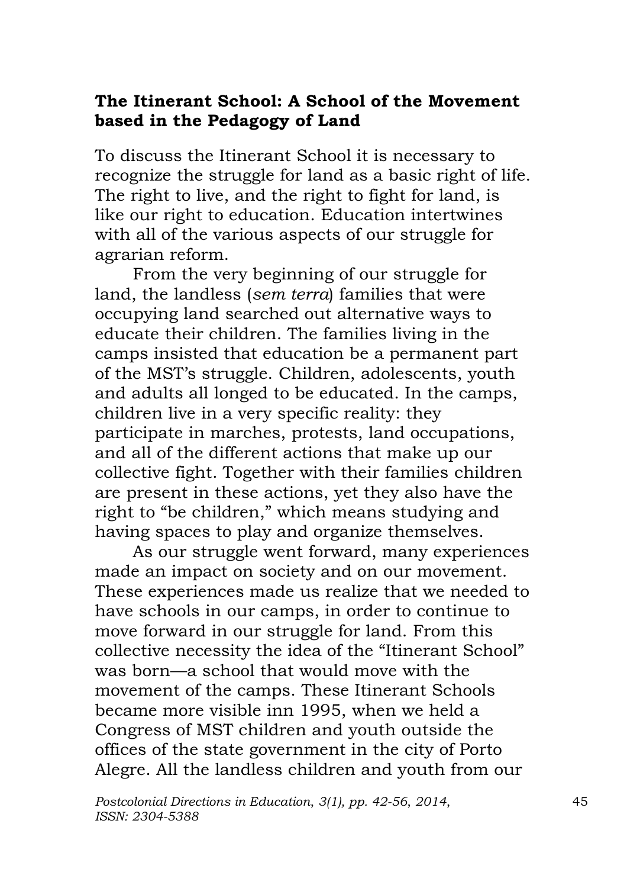## The Itinerant School: A School of the Movement based in the Pedagogy of Land

To discuss the Itinerant School it is necessary to recognize the struggle for land as a basic right of life. The right to live, and the right to fight for land, is like our right to education. Education intertwines with all of the various aspects of our struggle for agrarian reform.

From the very beginning of our struggle for land, the landless (*sem terra*) families that were occupying land searched out alternative ways to educate their children. The families living in the camps insisted that education be a permanent part of the MST's struggle. Children, adolescents, youth and adults all longed to be educated. In the camps, children live in a very specific reality: they participate in marches, protests, land occupations, and all of the different actions that make up our collective fight. Together with their families children are present in these actions, yet they also have the right to "be children," which means studying and having spaces to play and organize themselves.

As our struggle went forward, many experiences made an impact on society and on our movement. These experiences made us realize that we needed to have schools in our camps, in order to continue to move forward in our struggle for land. From this collective necessity the idea of the "Itinerant School" was born—a school that would move with the movement of the camps. These Itinerant Schools became more visible inn 1995, when we held a Congress of MST children and youth outside the offices of the state government in the city of Porto Alegre. All the landless children and youth from our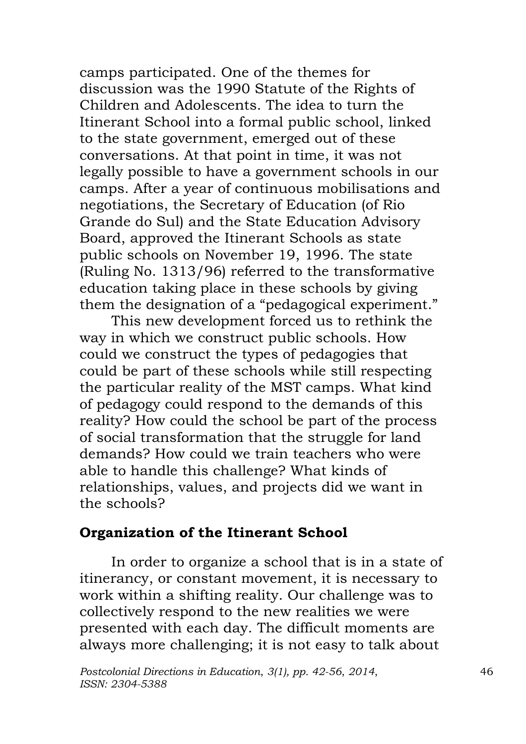camps participated. One of the themes for discussion was the 1990 Statute of the Rights of Children and Adolescents. The idea to turn the Itinerant School into a formal public school, linked to the state government, emerged out of these conversations. At that point in time, it was not legally possible to have a government schools in our camps. After a year of continuous mobilisations and negotiations, the Secretary of Education (of Rio Grande do Sul) and the State Education Advisory Board, approved the Itinerant Schools as state public schools on November 19, 1996. The state (Ruling No. 1313/96) referred to the transformative education taking place in these schools by giving them the designation of a "pedagogical experiment."

This new development forced us to rethink the way in which we construct public schools. How could we construct the types of pedagogies that could be part of these schools while still respecting the particular reality of the MST camps. What kind of pedagogy could respond to the demands of this reality? How could the school be part of the process of social transformation that the struggle for land demands? How could we train teachers who were able to handle this challenge? What kinds of relationships, values, and projects did we want in the schools?

## Organization of the Itinerant School

In order to organize a school that is in a state of itinerancy, or constant movement, it is necessary to work within a shifting reality. Our challenge was to collectively respond to the new realities we were presented with each day. The difficult moments are always more challenging; it is not easy to talk about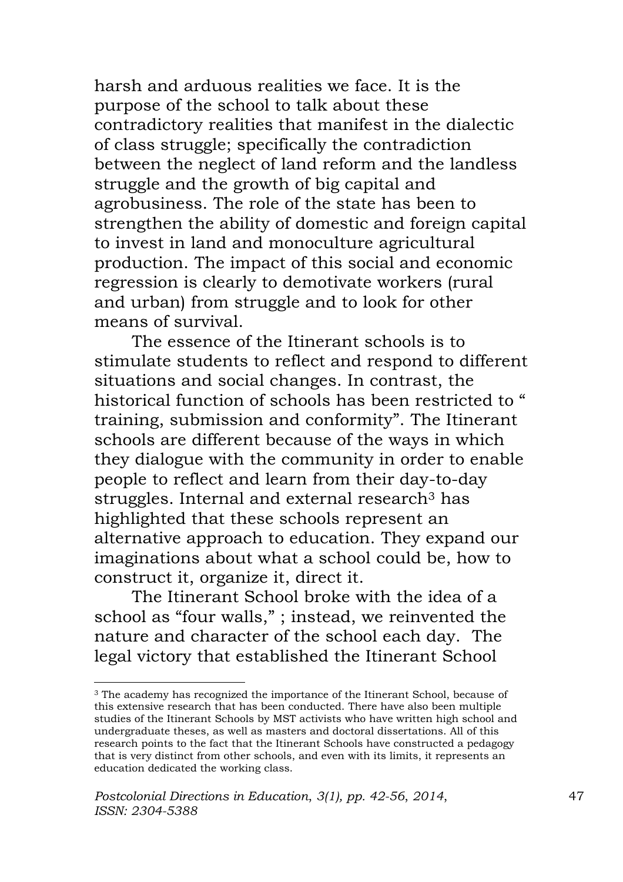harsh and arduous realities we face. It is the purpose of the school to talk about these contradictory realities that manifest in the dialectic of class struggle; specifically the contradiction between the neglect of land reform and the landless struggle and the growth of big capital and agrobusiness. The role of the state has been to strengthen the ability of domestic and foreign capital to invest in land and monoculture agricultural production. The impact of this social and economic regression is clearly to demotivate workers (rural and urban) from struggle and to look for other means of survival.

The essence of the Itinerant schools is to stimulate students to reflect and respond to different situations and social changes. In contrast, the historical function of schools has been restricted to " training, submission and conformity". The Itinerant schools are different because of the ways in which they dialogue with the community in order to enable people to reflect and learn from their day-to-day struggles. Internal and external research[3] has highlighted that these schools represent an alternative approach to education. They expand our imaginations about what a school could be, how to construct it, organize it, direct it.

The Itinerant School broke with the idea of a school as "four walls," ; instead, we reinvented the nature and character of the school each day. The legal victory that established the Itinerant School

---

[3] The academy has recognized the importance of the Itinerant School, because of this extensive research that has been conducted. There have also been multiple studies of the Itinerant Schools by MST activists who have written high school and undergraduate theses, as well as masters and doctoral dissertations. All of this research points to the fact that the Itinerant Schools have constructed a pedagogy that is very distinct from other schools, and even with its limits, it represents an education dedicated the working class.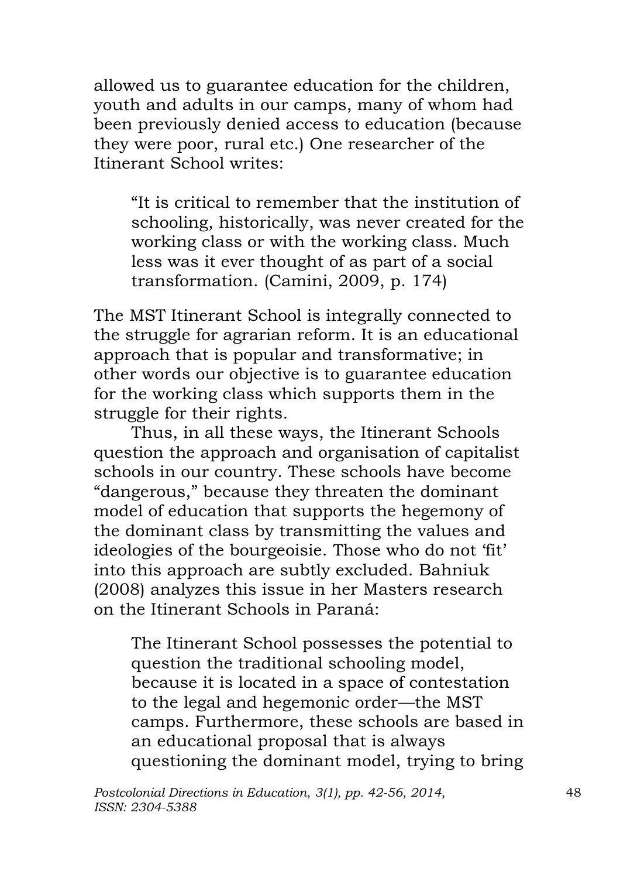allowed us to guarantee education for the children, youth and adults in our camps, many of whom had been previously denied access to education (because they were poor, rural etc.) One researcher of the Itinerant School writes:

> "It is critical to remember that the institution of schooling, historically, was never created for the working class or with the working class. Much less was it ever thought of as part of a social transformation. (Camini, 2009, p. 174)

The MST Itinerant School is integrally connected to the struggle for agrarian reform. It is an educational approach that is popular and transformative; in other words our objective is to guarantee education for the working class which supports them in the struggle for their rights.

Thus, in all these ways, the Itinerant Schools question the approach and organisation of capitalist schools in our country. These schools have become "dangerous," because they threaten the dominant model of education that supports the hegemony of the dominant class by transmitting the values and ideologies of the bourgeoisie. Those who do not 'fit' into this approach are subtly excluded. Bahniuk (2008) analyzes this issue in her Masters research on the Itinerant Schools in Paraná:

> The Itinerant School possesses the potential to question the traditional schooling model, because it is located in a space of contestation to the legal and hegemonic order—the MST camps. Furthermore, these schools are based in an educational proposal that is always questioning the dominant model, trying to bring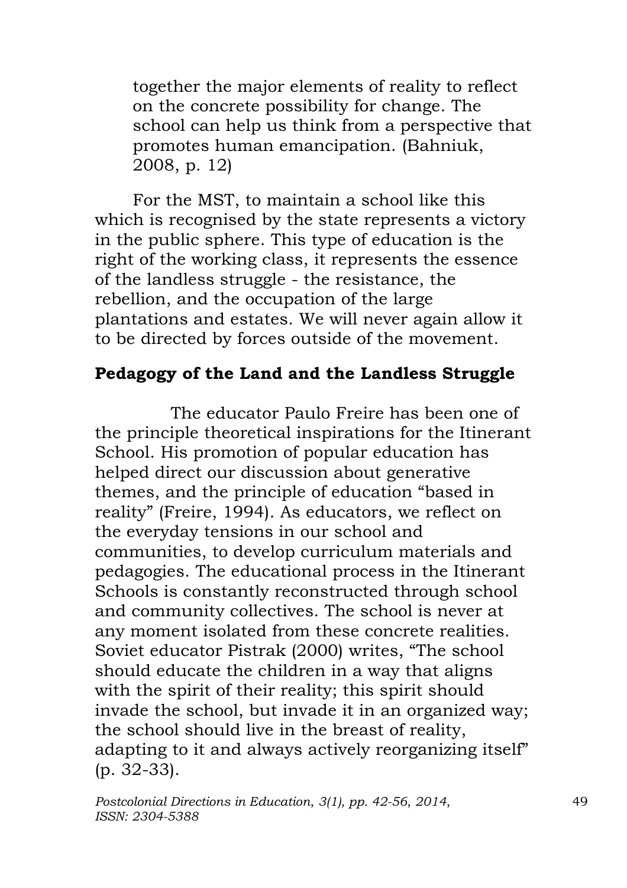> together the major elements of reality to reflect on the concrete possibility for change. The school can help us think from a perspective that promotes human emancipation. (Bahniuk, 2008, p. 12)

For the MST, to maintain a school like this which is recognised by the state represents a victory in the public sphere. This type of education is the right of the working class, it represents the essence of the landless struggle - the resistance, the rebellion, and the occupation of the large plantations and estates. We will never again allow it to be directed by forces outside of the movement.

## Pedagogy of the Land and the Landless Struggle

The educator Paulo Freire has been one of the principle theoretical inspirations for the Itinerant School. His promotion of popular education has helped direct our discussion about generative themes, and the principle of education "based in reality" (Freire, 1994). As educators, we reflect on the everyday tensions in our school and communities, to develop curriculum materials and pedagogies. The educational process in the Itinerant Schools is constantly reconstructed through school and community collectives. The school is never at any moment isolated from these concrete realities. Soviet educator Pistrak (2000) writes, "The school should educate the children in a way that aligns with the spirit of their reality; this spirit should invade the school, but invade it in an organized way; the school should live in the breast of reality, adapting to it and always actively reorganizing itself" (p. 32-33).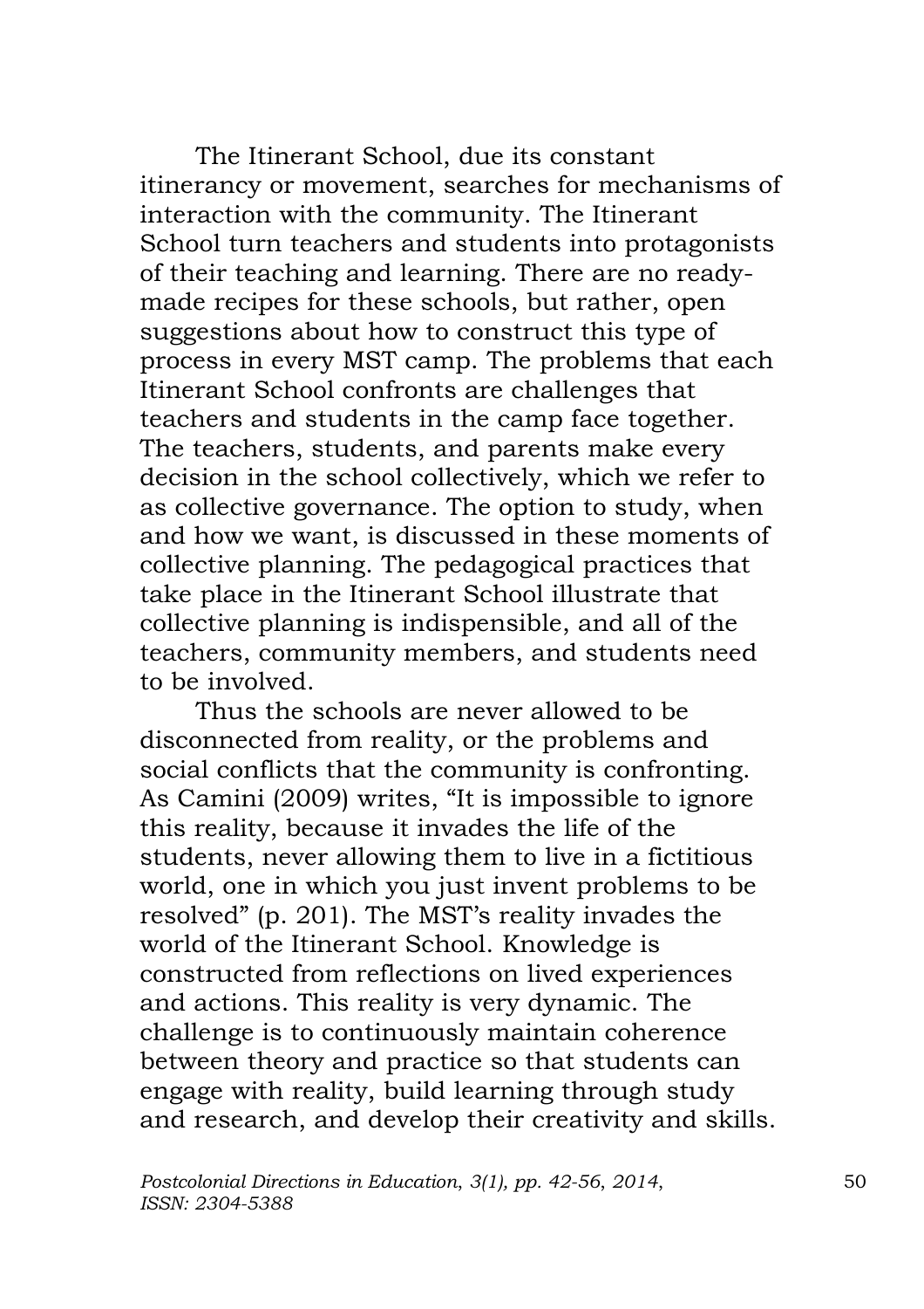The Itinerant School, due its constant itinerancy or movement, searches for mechanisms of interaction with the community. The Itinerant School turn teachers and students into protagonists of their teaching and learning. There are no ready-made recipes for these schools, but rather, open suggestions about how to construct this type of process in every MST camp. The problems that each Itinerant School confronts are challenges that teachers and students in the camp face together. The teachers, students, and parents make every decision in the school collectively, which we refer to as collective governance. The option to study, when and how we want, is discussed in these moments of collective planning. The pedagogical practices that take place in the Itinerant School illustrate that collective planning is indispensible, and all of the teachers, community members, and students need to be involved.

Thus the schools are never allowed to be disconnected from reality, or the problems and social conflicts that the community is confronting. As Camini (2009) writes, "It is impossible to ignore this reality, because it invades the life of the students, never allowing them to live in a fictitious world, one in which you just invent problems to be resolved" (p. 201). The MST's reality invades the world of the Itinerant School. Knowledge is constructed from reflections on lived experiences and actions. This reality is very dynamic. The challenge is to continuously maintain coherence between theory and practice so that students can engage with reality, build learning through study and research, and develop their creativity and skills.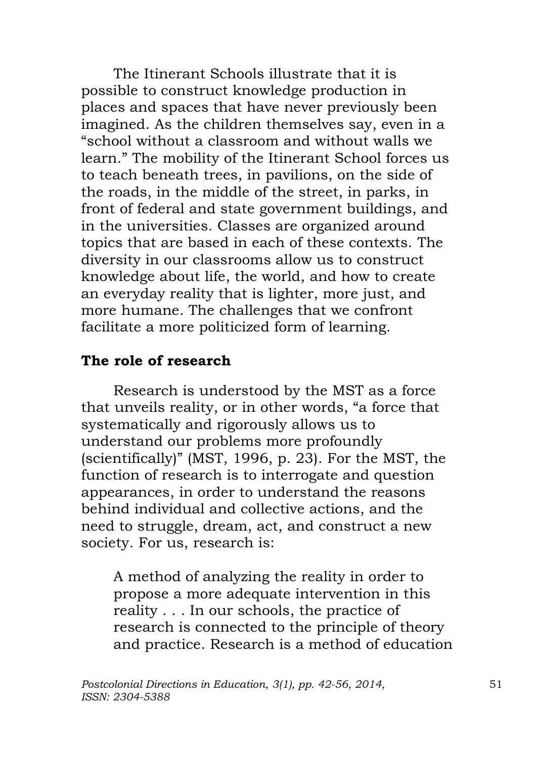The Itinerant Schools illustrate that it is possible to construct knowledge production in places and spaces that have never previously been imagined. As the children themselves say, even in a "school without a classroom and without walls we learn." The mobility of the Itinerant School forces us to teach beneath trees, in pavilions, on the side of the roads, in the middle of the street, in parks, in front of federal and state government buildings, and in the universities. Classes are organized around topics that are based in each of these contexts. The diversity in our classrooms allow us to construct knowledge about life, the world, and how to create an everyday reality that is lighter, more just, and more humane. The challenges that we confront facilitate a more politicized form of learning.

**The role of research**

Research is understood by the MST as a force that unveils reality, or in other words, "a force that systematically and rigorously allows us to understand our problems more profoundly (scientifically)" (MST, 1996, p. 23). For the MST, the function of research is to interrogate and question appearances, in order to understand the reasons behind individual and collective actions, and the need to struggle, dream, act, and construct a new society. For us, research is:

> A method of analyzing the reality in order to propose a more adequate intervention in this reality . . . In our schools, the practice of research is connected to the principle of theory and practice. Research is a method of education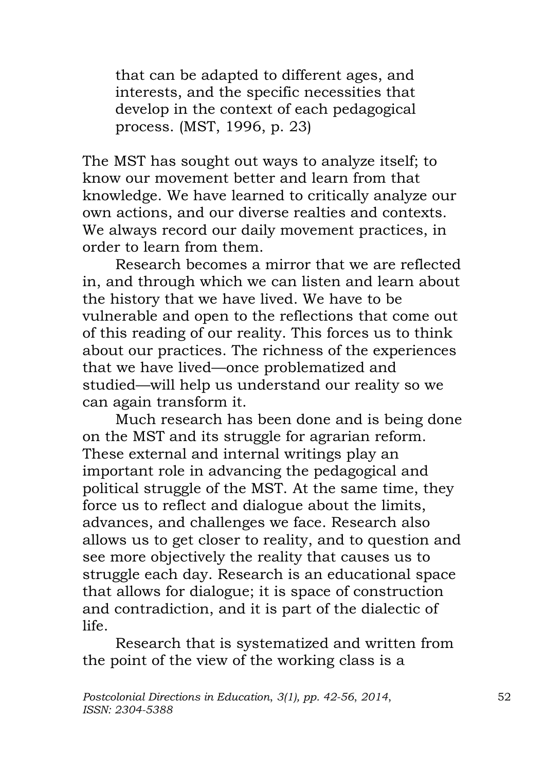> that can be adapted to different ages, and interests, and the specific necessities that develop in the context of each pedagogical process. (MST, 1996, p. 23)

The MST has sought out ways to analyze itself; to know our movement better and learn from that knowledge. We have learned to critically analyze our own actions, and our diverse realties and contexts. We always record our daily movement practices, in order to learn from them.

Research becomes a mirror that we are reflected in, and through which we can listen and learn about the history that we have lived. We have to be vulnerable and open to the reflections that come out of this reading of our reality. This forces us to think about our practices. The richness of the experiences that we have lived—once problematized and studied—will help us understand our reality so we can again transform it.

Much research has been done and is being done on the MST and its struggle for agrarian reform. These external and internal writings play an important role in advancing the pedagogical and political struggle of the MST. At the same time, they force us to reflect and dialogue about the limits, advances, and challenges we face. Research also allows us to get closer to reality, and to question and see more objectively the reality that causes us to struggle each day. Research is an educational space that allows for dialogue; it is space of construction and contradiction, and it is part of the dialectic of life.

Research that is systematized and written from the point of the view of the working class is a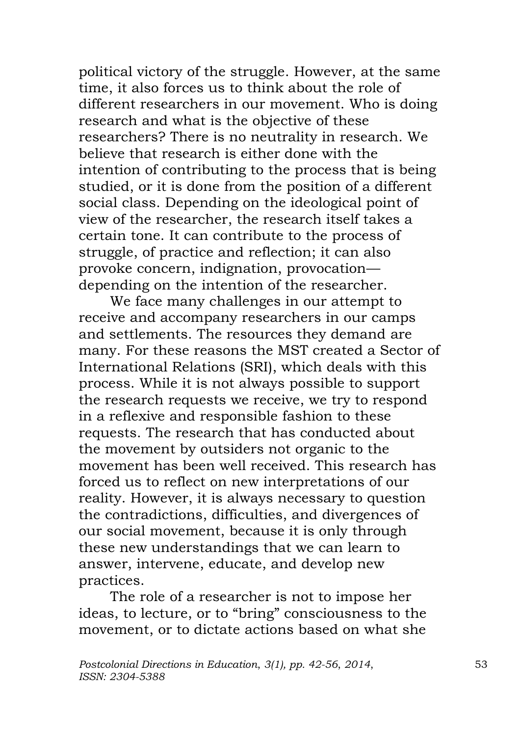political victory of the struggle. However, at the same time, it also forces us to think about the role of different researchers in our movement. Who is doing research and what is the objective of these researchers? There is no neutrality in research. We believe that research is either done with the intention of contributing to the process that is being studied, or it is done from the position of a different social class. Depending on the ideological point of view of the researcher, the research itself takes a certain tone. It can contribute to the process of struggle, of practice and reflection; it can also provoke concern, indignation, provocation—depending on the intention of the researcher.

We face many challenges in our attempt to receive and accompany researchers in our camps and settlements. The resources they demand are many. For these reasons the MST created a Sector of International Relations (SRI), which deals with this process. While it is not always possible to support the research requests we receive, we try to respond in a reflexive and responsible fashion to these requests. The research that has conducted about the movement by outsiders not organic to the movement has been well received. This research has forced us to reflect on new interpretations of our reality. However, it is always necessary to question the contradictions, difficulties, and divergences of our social movement, because it is only through these new understandings that we can learn to answer, intervene, educate, and develop new practices.

The role of a researcher is not to impose her ideas, to lecture, or to "bring" consciousness to the movement, or to dictate actions based on what she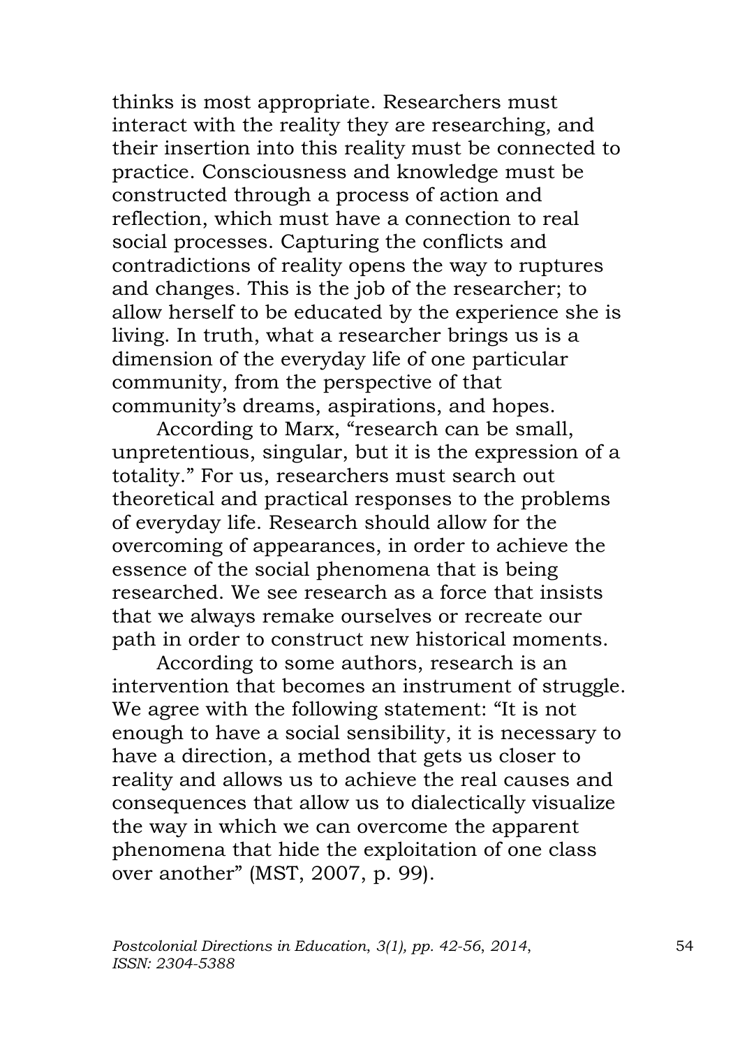thinks is most appropriate. Researchers must interact with the reality they are researching, and their insertion into this reality must be connected to practice. Consciousness and knowledge must be constructed through a process of action and reflection, which must have a connection to real social processes. Capturing the conflicts and contradictions of reality opens the way to ruptures and changes. This is the job of the researcher; to allow herself to be educated by the experience she is living. In truth, what a researcher brings us is a dimension of the everyday life of one particular community, from the perspective of that community's dreams, aspirations, and hopes.

According to Marx, "research can be small, unpretentious, singular, but it is the expression of a totality." For us, researchers must search out theoretical and practical responses to the problems of everyday life. Research should allow for the overcoming of appearances, in order to achieve the essence of the social phenomena that is being researched. We see research as a force that insists that we always remake ourselves or recreate our path in order to construct new historical moments.

According to some authors, research is an intervention that becomes an instrument of struggle. We agree with the following statement: "It is not enough to have a social sensibility, it is necessary to have a direction, a method that gets us closer to reality and allows us to achieve the real causes and consequences that allow us to dialectically visualize the way in which we can overcome the apparent phenomena that hide the exploitation of one class over another" (MST, 2007, p. 99).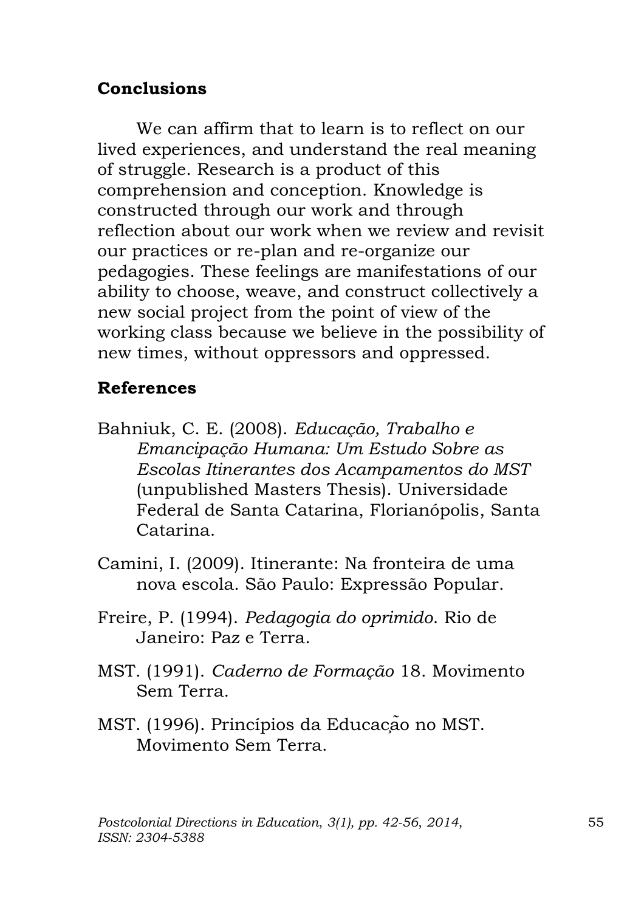## Conclusions

We can affirm that to learn is to reflect on our lived experiences, and understand the real meaning of struggle. Research is a product of this comprehension and conception. Knowledge is constructed through our work and through reflection about our work when we review and revisit our practices or re-plan and re-organize our pedagogies. These feelings are manifestations of our ability to choose, weave, and construct collectively a new social project from the point of view of the working class because we believe in the possibility of new times, without oppressors and oppressed.

## References

Bahniuk, C. E. (2008). *Educação, Trabalho e Emancipação Humana: Um Estudo Sobre as Escolas Itinerantes dos Acampamentos do MST* (unpublished Masters Thesis). Universidade Federal de Santa Catarina, Florianópolis, Santa Catarina.

Camini, I. (2009). Itinerante: Na fronteira de uma nova escola. São Paulo: Expressão Popular.

Freire, P. (1994). *Pedagogia do oprimido*. Rio de Janeiro: Paz e Terra.

MST. (1991). *Caderno de Formação* 18. Movimento Sem Terra.

MST. (1996). Princípios da Educação no MST. Movimento Sem Terra.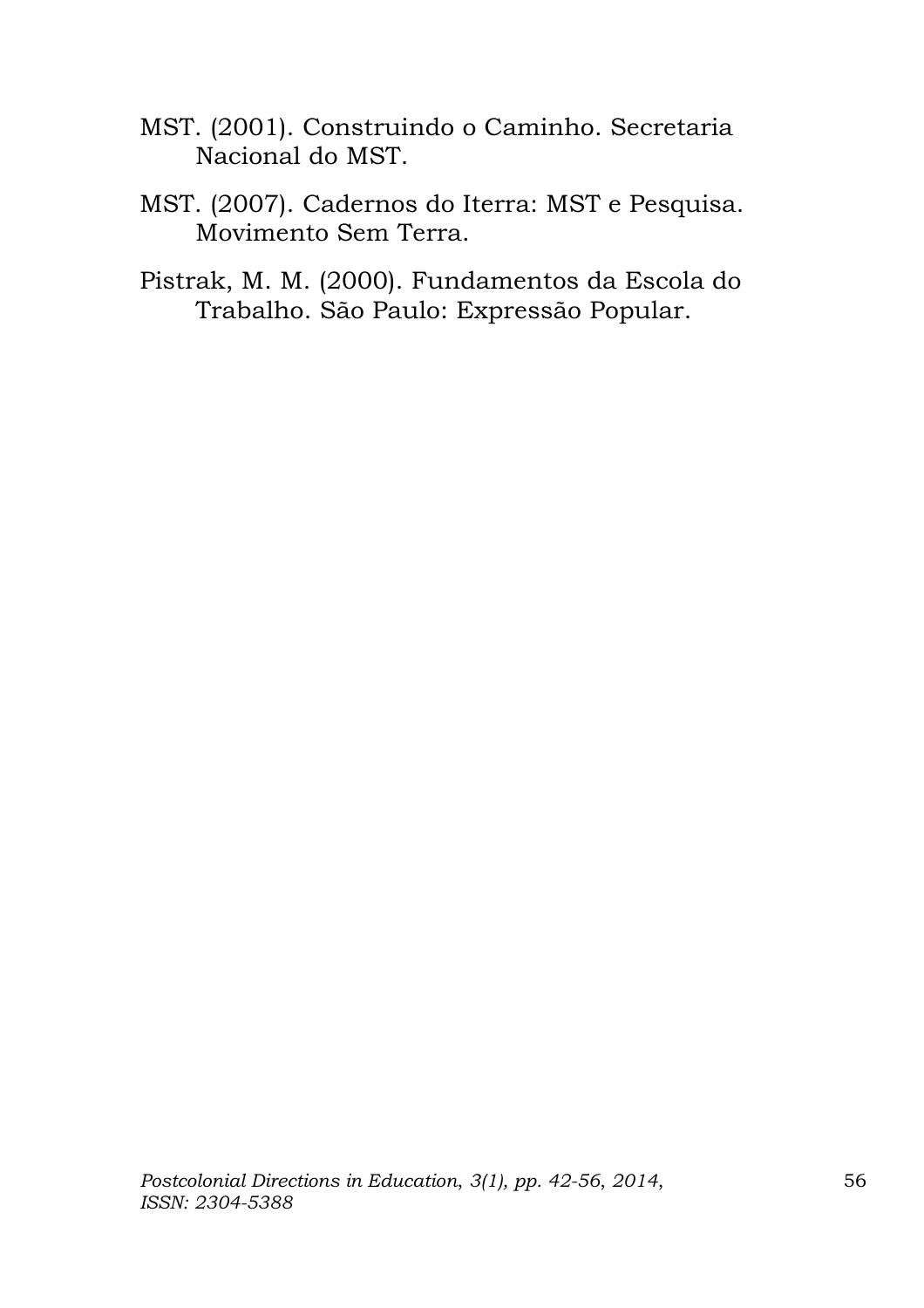MST. (2001). Construindo o Caminho. Secretaria Nacional do MST.

MST. (2007). Cadernos do Iterra: MST e Pesquisa. Movimento Sem Terra.

Pistrak, M. M. (2000). Fundamentos da Escola do Trabalho. São Paulo: Expressão Popular.